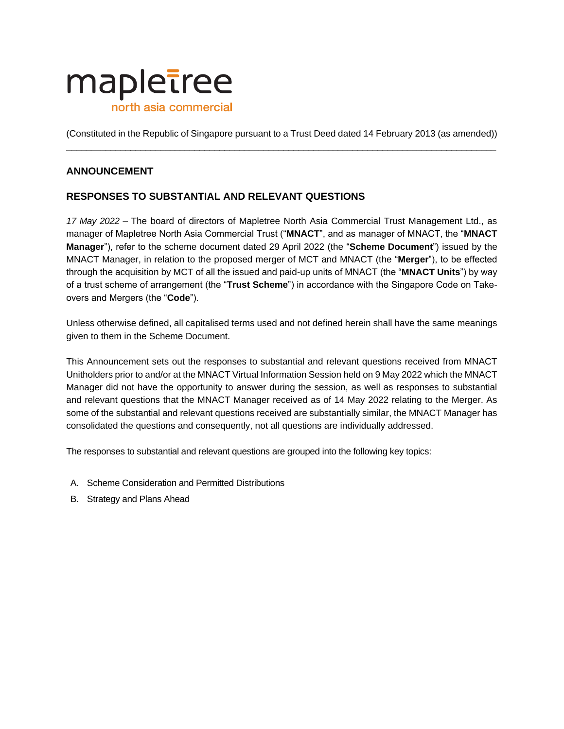mapletree

north asia commercial

(Constituted in the Republic of Singapore pursuant to a Trust Deed dated 14 February 2013 (as amended))

---

## ANNOUNCEMENT

## RESPONSES TO SUBSTANTIAL AND RELEVANT QUESTIONS

*17 May 2022* – The board of directors of Mapletree North Asia Commercial Trust Management Ltd., as manager of Mapletree North Asia Commercial Trust ("**MNACT**", and as manager of MNACT, the "**MNACT Manager**"), refer to the scheme document dated 29 April 2022 (the "**Scheme Document**") issued by the MNACT Manager, in relation to the proposed merger of MCT and MNACT (the "**Merger**"), to be effected through the acquisition by MCT of all the issued and paid-up units of MNACT (the "**MNACT Units**") by way of a trust scheme of arrangement (the "**Trust Scheme**") in accordance with the Singapore Code on Take-overs and Mergers (the "**Code**").

Unless otherwise defined, all capitalised terms used and not defined herein shall have the same meanings given to them in the Scheme Document.

This Announcement sets out the responses to substantial and relevant questions received from MNACT Unitholders prior to and/or at the MNACT Virtual Information Session held on 9 May 2022 which the MNACT Manager did not have the opportunity to answer during the session, as well as responses to substantial and relevant questions that the MNACT Manager received as of 14 May 2022 relating to the Merger. As some of the substantial and relevant questions received are substantially similar, the MNACT Manager has consolidated the questions and consequently, not all questions are individually addressed.

The responses to substantial and relevant questions are grouped into the following key topics:

A. Scheme Consideration and Permitted Distributions

B. Strategy and Plans Ahead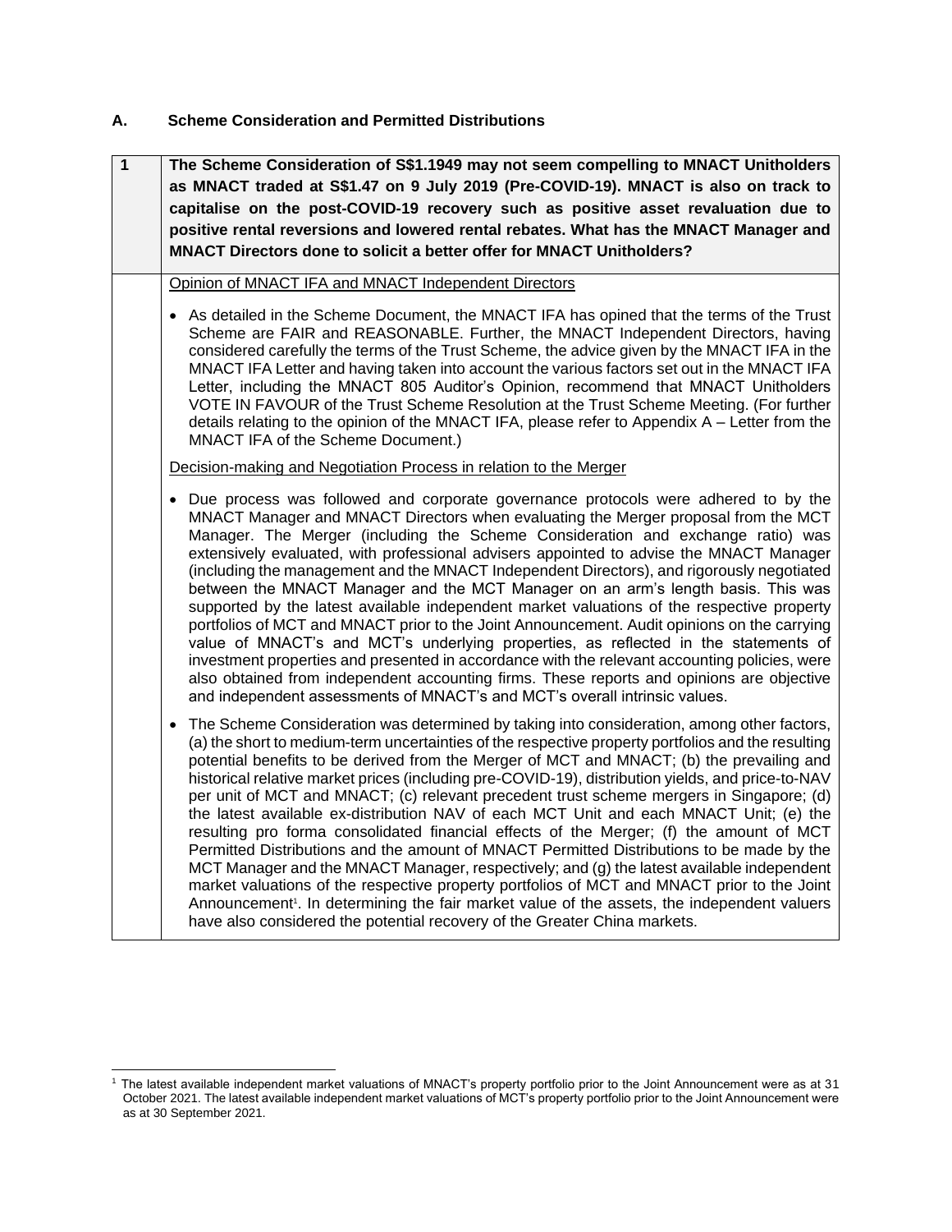## A. Scheme Consideration and Permitted Distributions

| | |
|---|---|
| **1** | **The Scheme Consideration of S$1.1949 may not seem compelling to MNACT Unitholders as MNACT traded at S$1.47 on 9 July 2019 (Pre-COVID-19). MNACT is also on track to capitalise on the post-COVID-19 recovery such as positive asset revaluation due to positive rental reversions and lowered rental rebates. What has the MNACT Manager and MNACT Directors done to solicit a better offer for MNACT Unitholders?** |
| | Opinion of MNACT IFA and MNACT Independent Directors<br><br>• As detailed in the Scheme Document, the MNACT IFA has opined that the terms of the Trust Scheme are FAIR and REASONABLE. Further, the MNACT Independent Directors, having considered carefully the terms of the Trust Scheme, the advice given by the MNACT IFA in the MNACT IFA Letter and having taken into account the various factors set out in the MNACT IFA Letter, including the MNACT 805 Auditor's Opinion, recommend that MNACT Unitholders VOTE IN FAVOUR of the Trust Scheme Resolution at the Trust Scheme Meeting. (For further details relating to the opinion of the MNACT IFA, please refer to Appendix A – Letter from the MNACT IFA of the Scheme Document.)<br><br>Decision-making and Negotiation Process in relation to the Merger<br><br>• Due process was followed and corporate governance protocols were adhered to by the MNACT Manager and MNACT Directors when evaluating the Merger proposal from the MCT Manager. The Merger (including the Scheme Consideration and exchange ratio) was extensively evaluated, with professional advisers appointed to advise the MNACT Manager (including the management and the MNACT Independent Directors), and rigorously negotiated between the MNACT Manager and the MCT Manager on an arm's length basis. This was supported by the latest available independent market valuations of the respective property portfolios of MCT and MNACT prior to the Joint Announcement. Audit opinions on the carrying value of MNACT's and MCT's underlying properties, as reflected in the statements of investment properties and presented in accordance with the relevant accounting policies, were also obtained from independent accounting firms. These reports and opinions are objective and independent assessments of MNACT's and MCT's overall intrinsic values.<br><br>• The Scheme Consideration was determined by taking into consideration, among other factors, (a) the short to medium-term uncertainties of the respective property portfolios and the resulting potential benefits to be derived from the Merger of MCT and MNACT; (b) the prevailing and historical relative market prices (including pre-COVID-19), distribution yields, and price-to-NAV per unit of MCT and MNACT; (c) relevant precedent trust scheme mergers in Singapore; (d) the latest available ex-distribution NAV of each MCT Unit and each MNACT Unit; (e) the resulting pro forma consolidated financial effects of the Merger; (f) the amount of MCT Permitted Distributions and the amount of MNACT Permitted Distributions to be made by the MCT Manager and the MNACT Manager, respectively; and (g) the latest available independent market valuations of the respective property portfolios of MCT and MNACT prior to the Joint Announcement[1]. In determining the fair market value of the assets, the independent valuers have also considered the potential recovery of the Greater China markets. |

[1] The latest available independent market valuations of MNACT's property portfolio prior to the Joint Announcement were as at 31 October 2021. The latest available independent market valuations of MCT's property portfolio prior to the Joint Announcement were as at 30 September 2021.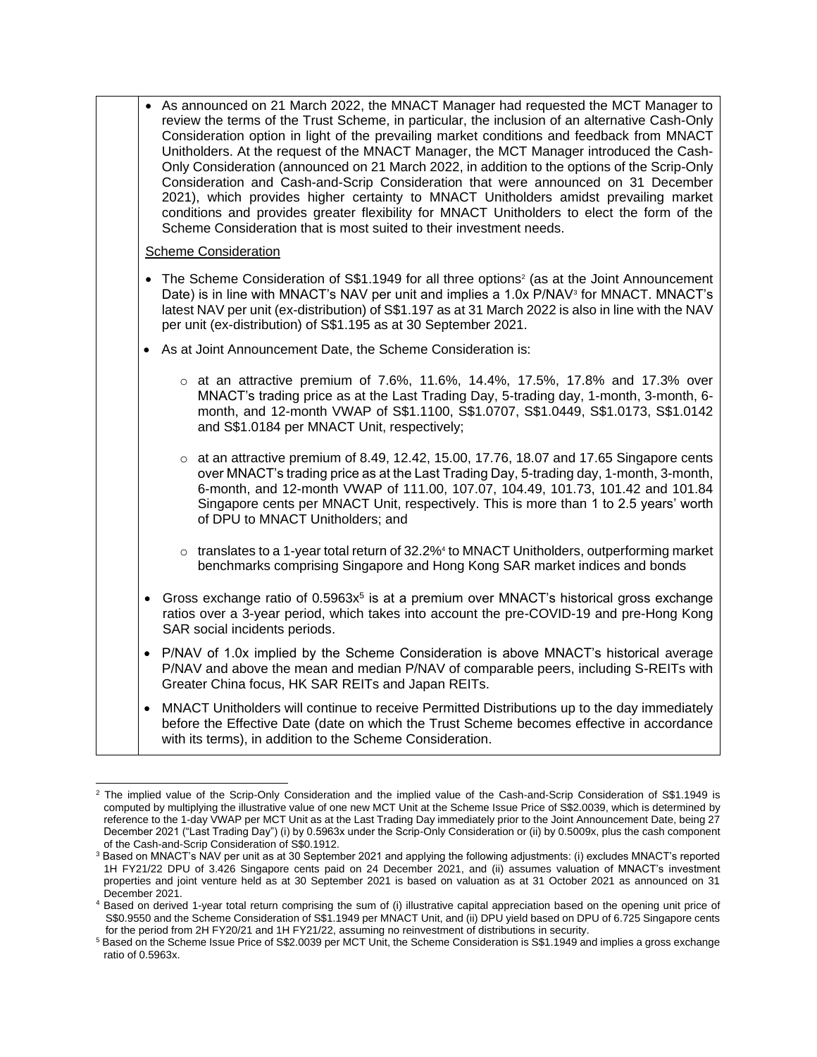- As announced on 21 March 2022, the MNACT Manager had requested the MCT Manager to review the terms of the Trust Scheme, in particular, the inclusion of an alternative Cash-Only Consideration option in light of the prevailing market conditions and feedback from MNACT Unitholders. At the request of the MNACT Manager, the MCT Manager introduced the Cash-Only Consideration (announced on 21 March 2022, in addition to the options of the Scrip-Only Consideration and Cash-and-Scrip Consideration that were announced on 31 December 2021), which provides higher certainty to MNACT Unitholders amidst prevailing market conditions and provides greater flexibility for MNACT Unitholders to elect the form of the Scheme Consideration that is most suited to their investment needs.

Scheme Consideration

- The Scheme Consideration of S$1.1949 for all three options[2] (as at the Joint Announcement Date) is in line with MNACT's NAV per unit and implies a 1.0x P/NAV[3] for MNACT. MNACT's latest NAV per unit (ex-distribution) of S$1.197 as at 31 March 2022 is also in line with the NAV per unit (ex-distribution) of S$1.195 as at 30 September 2021.
- As at Joint Announcement Date, the Scheme Consideration is:
  - at an attractive premium of 7.6%, 11.6%, 14.4%, 17.5%, 17.8% and 17.3% over MNACT's trading price as at the Last Trading Day, 5-trading day, 1-month, 3-month, 6-month, and 12-month VWAP of S$1.1100, S$1.0707, S$1.0449, S$1.0173, S$1.0142 and S$1.0184 per MNACT Unit, respectively;
  - at an attractive premium of 8.49, 12.42, 15.00, 17.76, 18.07 and 17.65 Singapore cents over MNACT's trading price as at the Last Trading Day, 5-trading day, 1-month, 3-month, 6-month, and 12-month VWAP of 111.00, 107.07, 104.49, 101.73, 101.42 and 101.84 Singapore cents per MNACT Unit, respectively. This is more than 1 to 2.5 years' worth of DPU to MNACT Unitholders; and
  - translates to a 1-year total return of 32.2%[4] to MNACT Unitholders, outperforming market benchmarks comprising Singapore and Hong Kong SAR market indices and bonds
- Gross exchange ratio of 0.5963x[5] is at a premium over MNACT's historical gross exchange ratios over a 3-year period, which takes into account the pre-COVID-19 and pre-Hong Kong SAR social incidents periods.
- P/NAV of 1.0x implied by the Scheme Consideration is above MNACT's historical average P/NAV and above the mean and median P/NAV of comparable peers, including S-REITs with Greater China focus, HK SAR REITs and Japan REITs.
- MNACT Unitholders will continue to receive Permitted Distributions up to the day immediately before the Effective Date (date on which the Trust Scheme becomes effective in accordance with its terms), in addition to the Scheme Consideration.

---

[2] The implied value of the Scrip-Only Consideration and the implied value of the Cash-and-Scrip Consideration of S$1.1949 is computed by multiplying the illustrative value of one new MCT Unit at the Scheme Issue Price of S$2.0039, which is determined by reference to the 1-day VWAP per MCT Unit as at the Last Trading Day immediately prior to the Joint Announcement Date, being 27 December 2021 ("Last Trading Day") (i) by 0.5963x under the Scrip-Only Consideration or (ii) by 0.5009x, plus the cash component of the Cash-and-Scrip Consideration of S$0.1912.

[3] Based on MNACT's NAV per unit as at 30 September 2021 and applying the following adjustments: (i) excludes MNACT's reported 1H FY21/22 DPU of 3.426 Singapore cents paid on 24 December 2021, and (ii) assumes valuation of MNACT's investment properties and joint venture held as at 30 September 2021 is based on valuation as at 31 October 2021 as announced on 31 December 2021.

[4] Based on derived 1-year total return comprising the sum of (i) illustrative capital appreciation based on the opening unit price of S$0.9550 and the Scheme Consideration of S$1.1949 per MNACT Unit, and (ii) DPU yield based on DPU of 6.725 Singapore cents for the period from 2H FY20/21 and 1H FY21/22, assuming no reinvestment of distributions in security.

[5] Based on the Scheme Issue Price of S$2.0039 per MCT Unit, the Scheme Consideration is S$1.1949 and implies a gross exchange ratio of 0.5963x.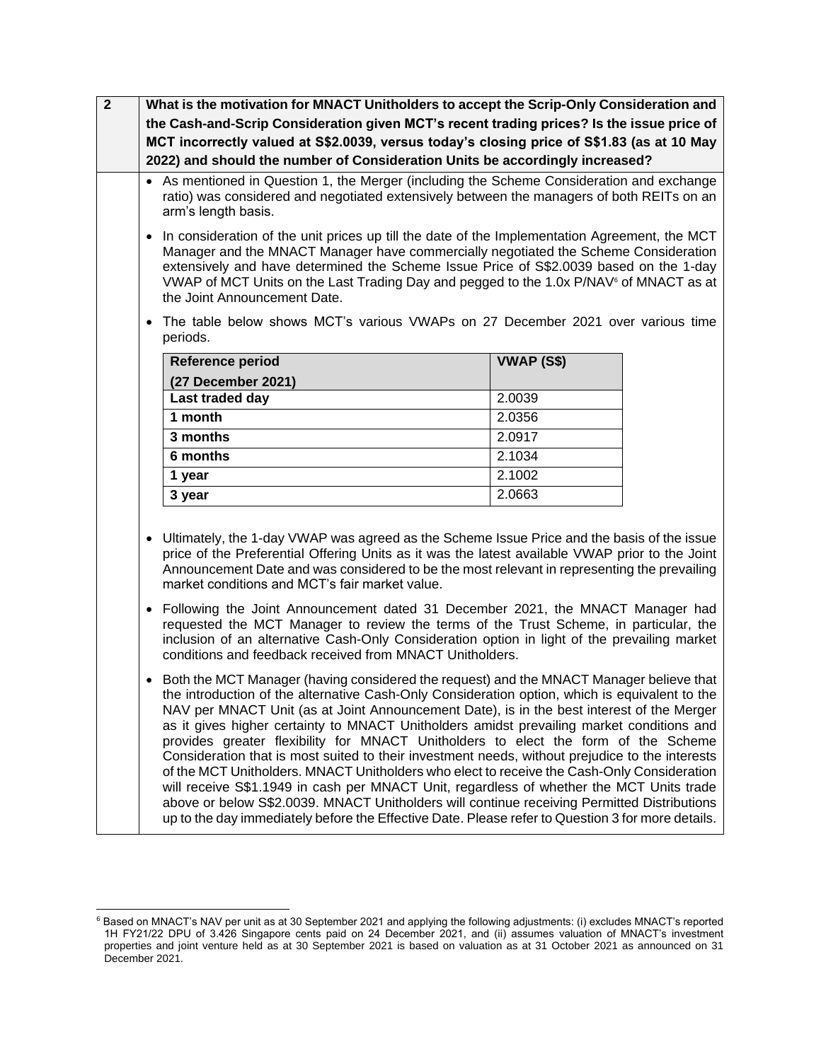**2 What is the motivation for MNACT Unitholders to accept the Scrip-Only Consideration and the Cash-and-Scrip Consideration given MCT's recent trading prices? Is the issue price of MCT incorrectly valued at S$2.0039, versus today's closing price of S$1.83 (as at 10 May 2022) and should the number of Consideration Units be accordingly increased?**

- As mentioned in Question 1, the Merger (including the Scheme Consideration and exchange ratio) was considered and negotiated extensively between the managers of both REITs on an arm's length basis.
- In consideration of the unit prices up till the date of the Implementation Agreement, the MCT Manager and the MNACT Manager have commercially negotiated the Scheme Consideration extensively and have determined the Scheme Issue Price of S$2.0039 based on the 1-day VWAP of MCT Units on the Last Trading Day and pegged to the 1.0x P/NAV[6] of MNACT as at the Joint Announcement Date.
- The table below shows MCT's various VWAPs on 27 December 2021 over various time periods.

| Reference period (27 December 2021) | VWAP (S$) |
|---|---|
| Last traded day | 2.0039 |
| 1 month | 2.0356 |
| 3 months | 2.0917 |
| 6 months | 2.1034 |
| 1 year | 2.1002 |
| 3 year | 2.0663 |

- Ultimately, the 1-day VWAP was agreed as the Scheme Issue Price and the basis of the issue price of the Preferential Offering Units as it was the latest available VWAP prior to the Joint Announcement Date and was considered to be the most relevant in representing the prevailing market conditions and MCT's fair market value.
- Following the Joint Announcement dated 31 December 2021, the MNACT Manager had requested the MCT Manager to review the terms of the Trust Scheme, in particular, the inclusion of an alternative Cash-Only Consideration option in light of the prevailing market conditions and feedback received from MNACT Unitholders.
- Both the MCT Manager (having considered the request) and the MNACT Manager believe that the introduction of the alternative Cash-Only Consideration option, which is equivalent to the NAV per MNACT Unit (as at Joint Announcement Date), is in the best interest of the Merger as it gives higher certainty to MNACT Unitholders amidst prevailing market conditions and provides greater flexibility for MNACT Unitholders to elect the form of the Scheme Consideration that is most suited to their investment needs, without prejudice to the interests of the MCT Unitholders. MNACT Unitholders who elect to receive the Cash-Only Consideration will receive S$1.1949 in cash per MNACT Unit, regardless of whether the MCT Units trade above or below S$2.0039. MNACT Unitholders will continue receiving Permitted Distributions up to the day immediately before the Effective Date. Please refer to Question 3 for more details.

---

[6] Based on MNACT's NAV per unit as at 30 September 2021 and applying the following adjustments: (i) excludes MNACT's reported 1H FY21/22 DPU of 3.426 Singapore cents paid on 24 December 2021, and (ii) assumes valuation of MNACT's investment properties and joint venture held as at 30 September 2021 is based on valuation as at 31 October 2021 as announced on 31 December 2021.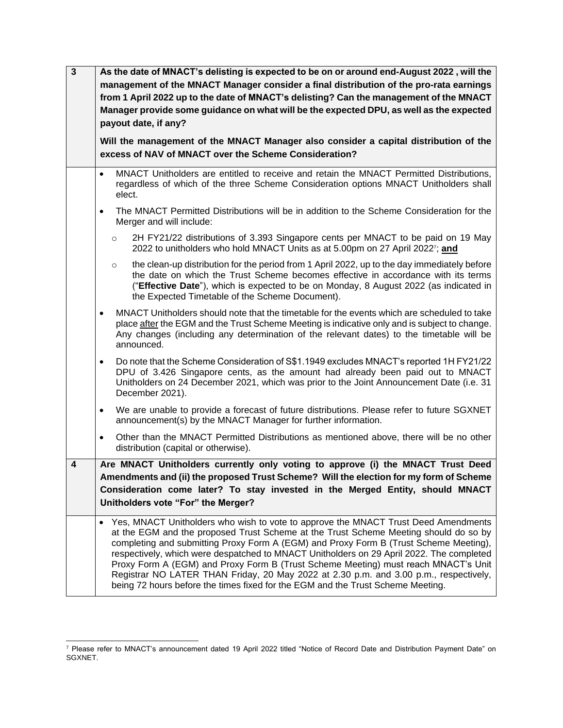| | |
|---|---|
| **3** | **As the date of MNACT's delisting is expected to be on or around end-August 2022 , will the management of the MNACT Manager consider a final distribution of the pro-rata earnings from 1 April 2022 up to the date of MNACT's delisting? Can the management of the MNACT Manager provide some guidance on what will be the expected DPU, as well as the expected payout date, if any?**<br><br>**Will the management of the MNACT Manager also consider a capital distribution of the excess of NAV of MNACT over the Scheme Consideration?** |
| | • MNACT Unitholders are entitled to receive and retain the MNACT Permitted Distributions, regardless of which of the three Scheme Consideration options MNACT Unitholders shall elect.<br><br>• The MNACT Permitted Distributions will be in addition to the Scheme Consideration for the Merger and will include:<br><br>&nbsp;&nbsp;&nbsp;&nbsp;○ 2H FY21/22 distributions of 3.393 Singapore cents per MNACT to be paid on 19 May 2022 to unitholders who hold MNACT Units as at 5.00pm on 27 April 2022[7]; **and**<br><br>&nbsp;&nbsp;&nbsp;&nbsp;○ the clean-up distribution for the period from 1 April 2022, up to the day immediately before the date on which the Trust Scheme becomes effective in accordance with its terms ("**Effective Date**"), which is expected to be on Monday, 8 August 2022 (as indicated in the Expected Timetable of the Scheme Document).<br><br>• MNACT Unitholders should note that the timetable for the events which are scheduled to take place after the EGM and the Trust Scheme Meeting is indicative only and is subject to change. Any changes (including any determination of the relevant dates) to the timetable will be announced.<br><br>• Do note that the Scheme Consideration of S$1.1949 excludes MNACT's reported 1H FY21/22 DPU of 3.426 Singapore cents, as the amount had already been paid out to MNACT Unitholders on 24 December 2021, which was prior to the Joint Announcement Date (i.e. 31 December 2021).<br><br>• We are unable to provide a forecast of future distributions. Please refer to future SGXNET announcement(s) by the MNACT Manager for further information.<br><br>• Other than the MNACT Permitted Distributions as mentioned above, there will be no other distribution (capital or otherwise). |
| **4** | **Are MNACT Unitholders currently only voting to approve (i) the MNACT Trust Deed Amendments and (ii) the proposed Trust Scheme? Will the election for my form of Scheme Consideration come later? To stay invested in the Merged Entity, should MNACT Unitholders vote "For" the Merger?** |
| | • Yes, MNACT Unitholders who wish to vote to approve the MNACT Trust Deed Amendments at the EGM and the proposed Trust Scheme at the Trust Scheme Meeting should do so by completing and submitting Proxy Form A (EGM) and Proxy Form B (Trust Scheme Meeting), respectively, which were despatched to MNACT Unitholders on 29 April 2022. The completed Proxy Form A (EGM) and Proxy Form B (Trust Scheme Meeting) must reach MNACT's Unit Registrar NO LATER THAN Friday, 20 May 2022 at 2.30 p.m. and 3.00 p.m., respectively, being 72 hours before the times fixed for the EGM and the Trust Scheme Meeting. |

[7] Please refer to MNACT's announcement dated 19 April 2022 titled "Notice of Record Date and Distribution Payment Date" on SGXNET.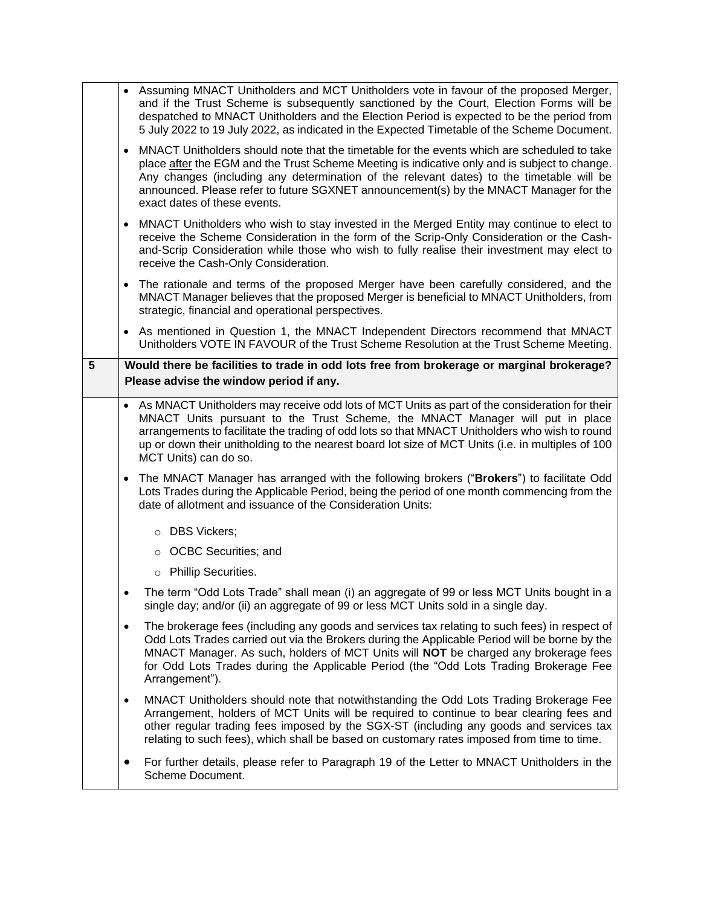| | |
|---|---|
| | • Assuming MNACT Unitholders and MCT Unitholders vote in favour of the proposed Merger, and if the Trust Scheme is subsequently sanctioned by the Court, Election Forms will be despatched to MNACT Unitholders and the Election Period is expected to be the period from 5 July 2022 to 19 July 2022, as indicated in the Expected Timetable of the Scheme Document.<br><br>• MNACT Unitholders should note that the timetable for the events which are scheduled to take place after the EGM and the Trust Scheme Meeting is indicative only and is subject to change. Any changes (including any determination of the relevant dates) to the timetable will be announced. Please refer to future SGXNET announcement(s) by the MNACT Manager for the exact dates of these events.<br><br>• MNACT Unitholders who wish to stay invested in the Merged Entity may continue to elect to receive the Scheme Consideration in the form of the Scrip-Only Consideration or the Cash-and-Scrip Consideration while those who wish to fully realise their investment may elect to receive the Cash-Only Consideration.<br><br>• The rationale and terms of the proposed Merger have been carefully considered, and the MNACT Manager believes that the proposed Merger is beneficial to MNACT Unitholders, from strategic, financial and operational perspectives.<br><br>• As mentioned in Question 1, the MNACT Independent Directors recommend that MNACT Unitholders VOTE IN FAVOUR of the Trust Scheme Resolution at the Trust Scheme Meeting. |
| **5** | **Would there be facilities to trade in odd lots free from brokerage or marginal brokerage? Please advise the window period if any.** |
| | • As MNACT Unitholders may receive odd lots of MCT Units as part of the consideration for their MNACT Units pursuant to the Trust Scheme, the MNACT Manager will put in place arrangements to facilitate the trading of odd lots so that MNACT Unitholders who wish to round up or down their unitholding to the nearest board lot size of MCT Units (i.e. in multiples of 100 MCT Units) can do so.<br><br>• The MNACT Manager has arranged with the following brokers ("**Brokers**") to facilitate Odd Lots Trades during the Applicable Period, being the period of one month commencing from the date of allotment and issuance of the Consideration Units:<br>  ○ DBS Vickers;<br>  ○ OCBC Securities; and<br>  ○ Phillip Securities.<br><br>• The term "Odd Lots Trade" shall mean (i) an aggregate of 99 or less MCT Units bought in a single day; and/or (ii) an aggregate of 99 or less MCT Units sold in a single day.<br><br>• The brokerage fees (including any goods and services tax relating to such fees) in respect of Odd Lots Trades carried out via the Brokers during the Applicable Period will be borne by the MNACT Manager. As such, holders of MCT Units will **NOT** be charged any brokerage fees for Odd Lots Trades during the Applicable Period (the "Odd Lots Trading Brokerage Fee Arrangement").<br><br>• MNACT Unitholders should note that notwithstanding the Odd Lots Trading Brokerage Fee Arrangement, holders of MCT Units will be required to continue to bear clearing fees and other regular trading fees imposed by the SGX-ST (including any goods and services tax relating to such fees), which shall be based on customary rates imposed from time to time.<br><br>• For further details, please refer to Paragraph 19 of the Letter to MNACT Unitholders in the Scheme Document. |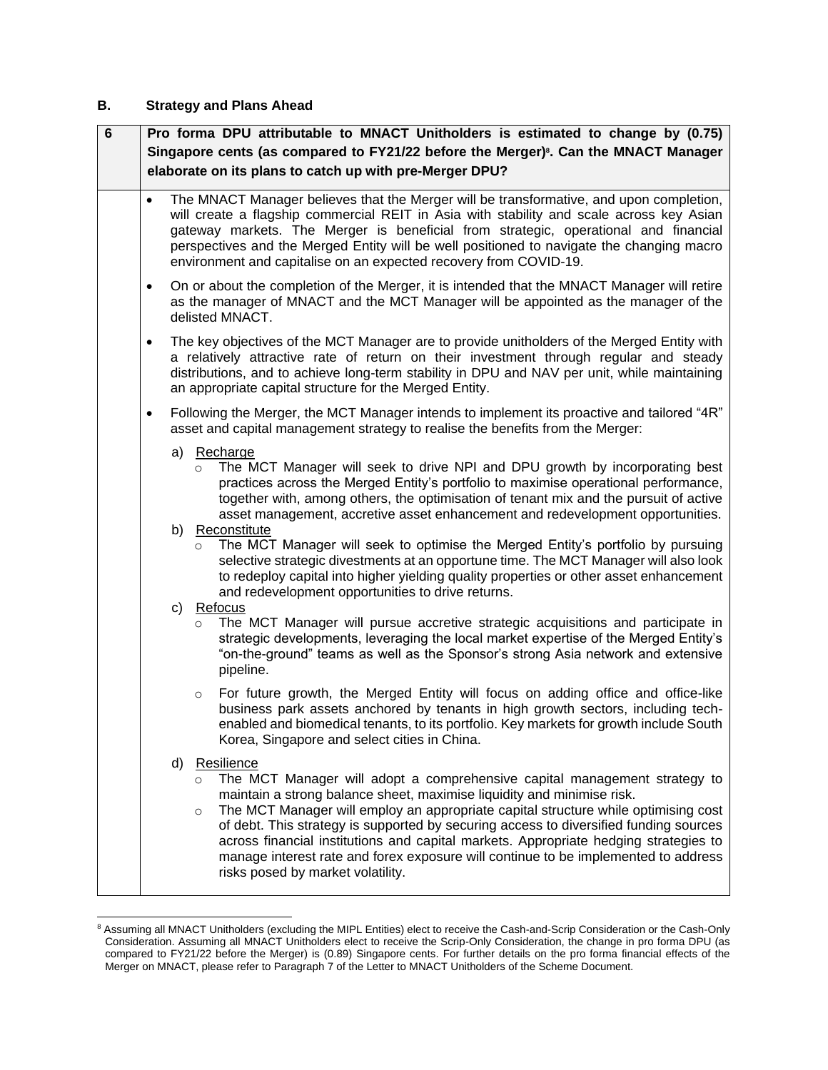## B. Strategy and Plans Ahead

| 6 | **Pro forma DPU attributable to MNACT Unitholders is estimated to change by (0.75) Singapore cents (as compared to FY21/22 before the Merger)[8]. Can the MNACT Manager elaborate on its plans to catch up with pre-Merger DPU?** |
|---|---|
| | • The MNACT Manager believes that the Merger will be transformative, and upon completion, will create a flagship commercial REIT in Asia with stability and scale across key Asian gateway markets. The Merger is beneficial from strategic, operational and financial perspectives and the Merged Entity will be well positioned to navigate the changing macro environment and capitalise on an expected recovery from COVID-19.<br><br>• On or about the completion of the Merger, it is intended that the MNACT Manager will retire as the manager of MNACT and the MCT Manager will be appointed as the manager of the delisted MNACT.<br><br>• The key objectives of the MCT Manager are to provide unitholders of the Merged Entity with a relatively attractive rate of return on their investment through regular and steady distributions, and to achieve long-term stability in DPU and NAV per unit, while maintaining an appropriate capital structure for the Merged Entity.<br><br>• Following the Merger, the MCT Manager intends to implement its proactive and tailored "4R" asset and capital management strategy to realise the benefits from the Merger:<br><br>a) <u>Recharge</u><br>○ The MCT Manager will seek to drive NPI and DPU growth by incorporating best practices across the Merged Entity's portfolio to maximise operational performance, together with, among others, the optimisation of tenant mix and the pursuit of active asset management, accretive asset enhancement and redevelopment opportunities.<br><br>b) <u>Reconstitute</u><br>○ The MCT Manager will seek to optimise the Merged Entity's portfolio by pursuing selective strategic divestments at an opportune time. The MCT Manager will also look to redeploy capital into higher yielding quality properties or other asset enhancement and redevelopment opportunities to drive returns.<br><br>c) <u>Refocus</u><br>○ The MCT Manager will pursue accretive strategic acquisitions and participate in strategic developments, leveraging the local market expertise of the Merged Entity's "on-the-ground" teams as well as the Sponsor's strong Asia network and extensive pipeline.<br>○ For future growth, the Merged Entity will focus on adding office and office-like business park assets anchored by tenants in high growth sectors, including tech-enabled and biomedical tenants, to its portfolio. Key markets for growth include South Korea, Singapore and select cities in China.<br><br>d) <u>Resilience</u><br>○ The MCT Manager will adopt a comprehensive capital management strategy to maintain a strong balance sheet, maximise liquidity and minimise risk.<br>○ The MCT Manager will employ an appropriate capital structure while optimising cost of debt. This strategy is supported by securing access to diversified funding sources across financial institutions and capital markets. Appropriate hedging strategies to manage interest rate and forex exposure will continue to be implemented to address risks posed by market volatility. |

[8] Assuming all MNACT Unitholders (excluding the MIPL Entities) elect to receive the Cash-and-Scrip Consideration or the Cash-Only Consideration. Assuming all MNACT Unitholders elect to receive the Scrip-Only Consideration, the change in pro forma DPU (as compared to FY21/22 before the Merger) is (0.89) Singapore cents. For further details on the pro forma financial effects of the Merger on MNACT, please refer to Paragraph 7 of the Letter to MNACT Unitholders of the Scheme Document.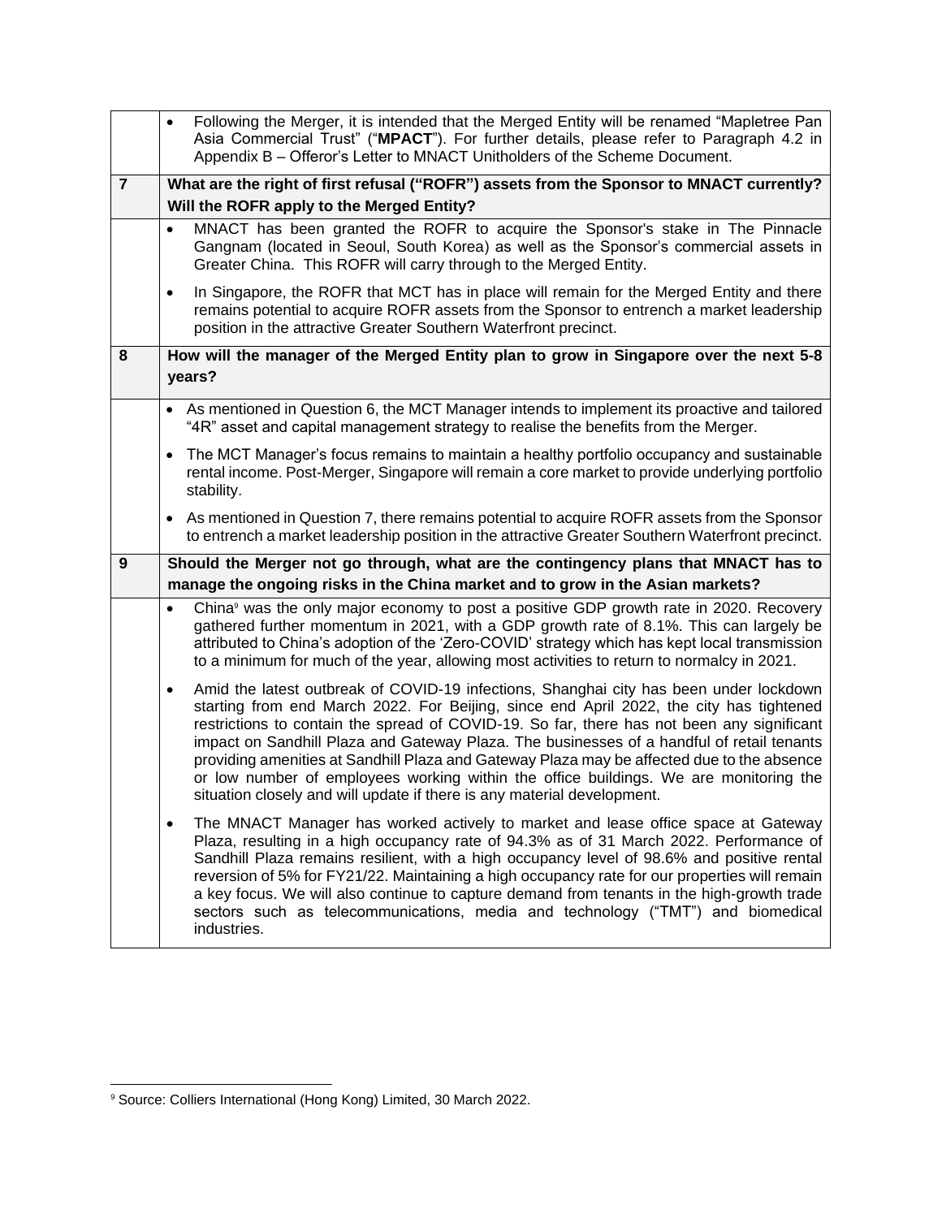| | |
|---|---|
| | • Following the Merger, it is intended that the Merged Entity will be renamed "Mapletree Pan Asia Commercial Trust" ("**MPACT**"). For further details, please refer to Paragraph 4.2 in Appendix B – Offeror's Letter to MNACT Unitholders of the Scheme Document. |
| **7** | **What are the right of first refusal ("ROFR") assets from the Sponsor to MNACT currently? Will the ROFR apply to the Merged Entity?** |
| | • MNACT has been granted the ROFR to acquire the Sponsor's stake in The Pinnacle Gangnam (located in Seoul, South Korea) as well as the Sponsor's commercial assets in Greater China. This ROFR will carry through to the Merged Entity.<br>• In Singapore, the ROFR that MCT has in place will remain for the Merged Entity and there remains potential to acquire ROFR assets from the Sponsor to entrench a market leadership position in the attractive Greater Southern Waterfront precinct. |
| **8** | **How will the manager of the Merged Entity plan to grow in Singapore over the next 5-8 years?** |
| | • As mentioned in Question 6, the MCT Manager intends to implement its proactive and tailored "4R" asset and capital management strategy to realise the benefits from the Merger.<br>• The MCT Manager's focus remains to maintain a healthy portfolio occupancy and sustainable rental income. Post-Merger, Singapore will remain a core market to provide underlying portfolio stability.<br>• As mentioned in Question 7, there remains potential to acquire ROFR assets from the Sponsor to entrench a market leadership position in the attractive Greater Southern Waterfront precinct. |
| **9** | **Should the Merger not go through, what are the contingency plans that MNACT has to manage the ongoing risks in the China market and to grow in the Asian markets?** |
| | • China[9] was the only major economy to post a positive GDP growth rate in 2020. Recovery gathered further momentum in 2021, with a GDP growth rate of 8.1%. This can largely be attributed to China's adoption of the 'Zero-COVID' strategy which has kept local transmission to a minimum for much of the year, allowing most activities to return to normalcy in 2021.<br>• Amid the latest outbreak of COVID-19 infections, Shanghai city has been under lockdown starting from end March 2022. For Beijing, since end April 2022, the city has tightened restrictions to contain the spread of COVID-19. So far, there has not been any significant impact on Sandhill Plaza and Gateway Plaza. The businesses of a handful of retail tenants providing amenities at Sandhill Plaza and Gateway Plaza may be affected due to the absence or low number of employees working within the office buildings. We are monitoring the situation closely and will update if there is any material development.<br>• The MNACT Manager has worked actively to market and lease office space at Gateway Plaza, resulting in a high occupancy rate of 94.3% as of 31 March 2022. Performance of Sandhill Plaza remains resilient, with a high occupancy level of 98.6% and positive rental reversion of 5% for FY21/22. Maintaining a high occupancy rate for our properties will remain a key focus. We will also continue to capture demand from tenants in the high-growth trade sectors such as telecommunications, media and technology ("TMT") and biomedical industries. |

[9] Source: Colliers International (Hong Kong) Limited, 30 March 2022.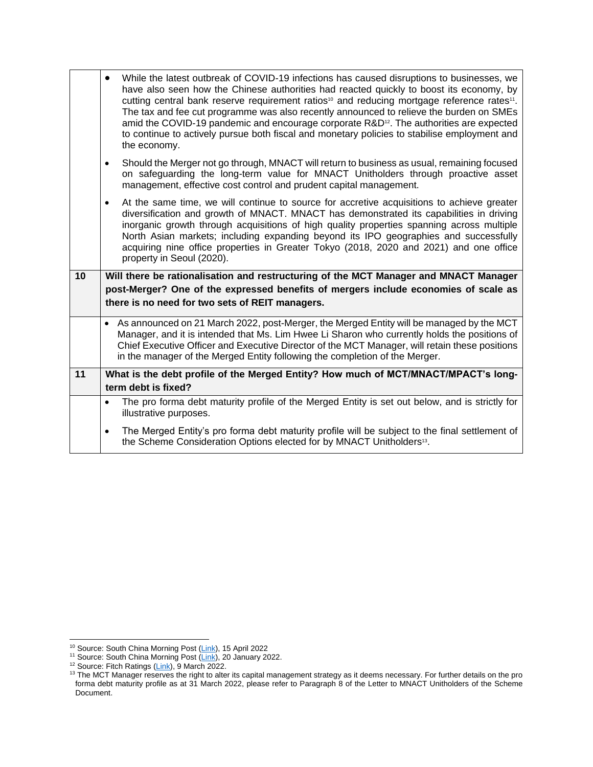| | |
|---|---|
| | • While the latest outbreak of COVID-19 infections has caused disruptions to businesses, we have also seen how the Chinese authorities had reacted quickly to boost its economy, by cutting central bank reserve requirement ratios[10] and reducing mortgage reference rates[11]. The tax and fee cut programme was also recently announced to relieve the burden on SMEs amid the COVID-19 pandemic and encourage corporate R&D[12]. The authorities are expected to continue to actively pursue both fiscal and monetary policies to stabilise employment and the economy.<br>• Should the Merger not go through, MNACT will return to business as usual, remaining focused on safeguarding the long-term value for MNACT Unitholders through proactive asset management, effective cost control and prudent capital management.<br>• At the same time, we will continue to source for accretive acquisitions to achieve greater diversification and growth of MNACT. MNACT has demonstrated its capabilities in driving inorganic growth through acquisitions of high quality properties spanning across multiple North Asian markets; including expanding beyond its IPO geographies and successfully acquiring nine office properties in Greater Tokyo (2018, 2020 and 2021) and one office property in Seoul (2020). |
| **10** | **Will there be rationalisation and restructuring of the MCT Manager and MNACT Manager post-Merger? One of the expressed benefits of mergers include economies of scale as there is no need for two sets of REIT managers.** |
| | • As announced on 21 March 2022, post-Merger, the Merged Entity will be managed by the MCT Manager, and it is intended that Ms. Lim Hwee Li Sharon who currently holds the positions of Chief Executive Officer and Executive Director of the MCT Manager, will retain these positions in the manager of the Merged Entity following the completion of the Merger. |
| **11** | **What is the debt profile of the Merged Entity? How much of MCT/MNACT/MPACT's long-term debt is fixed?** |
| | • The pro forma debt maturity profile of the Merged Entity is set out below, and is strictly for illustrative purposes.<br>• The Merged Entity's pro forma debt maturity profile will be subject to the final settlement of the Scheme Consideration Options elected for by MNACT Unitholders[13]. |

[10] Source: South China Morning Post (Link), 15 April 2022

[11] Source: South China Morning Post (Link), 20 January 2022.

[12] Source: Fitch Ratings (Link), 9 March 2022.

[13] The MCT Manager reserves the right to alter its capital management strategy as it deems necessary. For further details on the pro forma debt maturity profile as at 31 March 2022, please refer to Paragraph 8 of the Letter to MNACT Unitholders of the Scheme Document.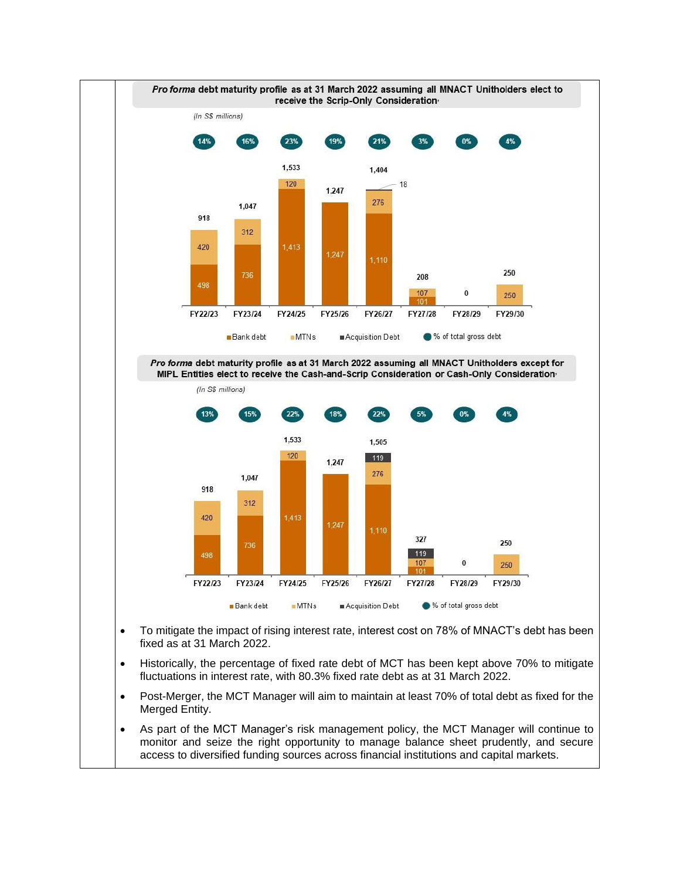***Pro forma* debt maturity profile as at 31 March 2022 assuming all MNACT Unitholders elect to receive the Scrip-Only Consideration**

*(In S$ millions)*

14% 16% 23% 19% 21% 3% 0% 4%

918
420
498

1,047
312
736

1,533
120
1,413

1,247
1,247

1,404
18
276
1,110

208
107
101

0

250
250

FY22/23 FY23/24 FY24/25 FY25/26 FY26/27 FY27/28 FY28/29 FY29/30

Bank debt MTNs Acquisition Debt % of total gross debt

***Pro forma* debt maturity profile as at 31 March 2022 assuming all MNACT Unitholders except for MIPL Entities elect to receive the Cash-and-Scrip Consideration or Cash-Only Consideration**

*(In S$ millions)*

13% 15% 22% 18% 22% 5% 0% 4%

918
420
498

1,047
312
736

1,533
120
1,413

1,247
1,247

1,505
119
276
1,110

327
119
107
101

0

250
250

FY22/23 FY23/24 FY24/25 FY25/26 FY26/27 FY27/28 FY28/29 FY29/30

Bank debt MTNs Acquisition Debt % of total gross debt

- To mitigate the impact of rising interest rate, interest cost on 78% of MNACT's debt has been fixed as at 31 March 2022.
- Historically, the percentage of fixed rate debt of MCT has been kept above 70% to mitigate fluctuations in interest rate, with 80.3% fixed rate debt as at 31 March 2022.
- Post-Merger, the MCT Manager will aim to maintain at least 70% of total debt as fixed for the Merged Entity.
- As part of the MCT Manager's risk management policy, the MCT Manager will continue to monitor and seize the right opportunity to manage balance sheet prudently, and secure access to diversified funding sources across financial institutions and capital markets.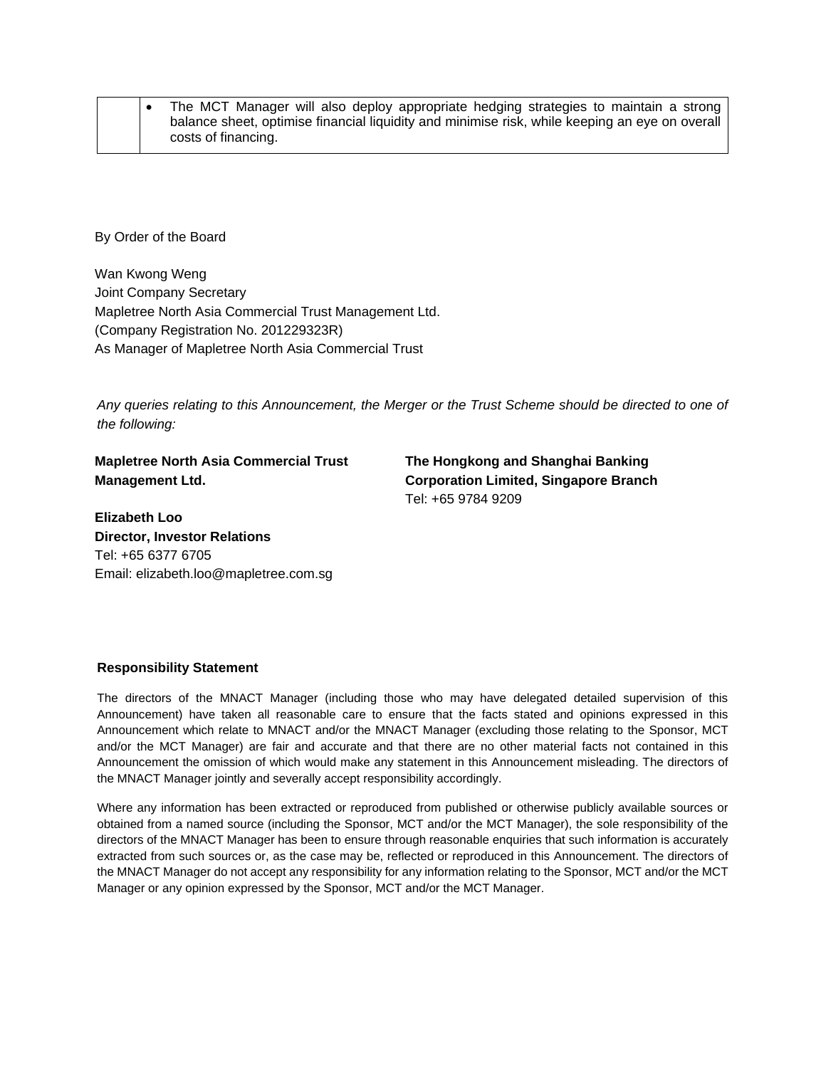| | |
|---|---|
| | • The MCT Manager will also deploy appropriate hedging strategies to maintain a strong balance sheet, optimise financial liquidity and minimise risk, while keeping an eye on overall costs of financing. |

By Order of the Board

Wan Kwong Weng
Joint Company Secretary
Mapletree North Asia Commercial Trust Management Ltd.
(Company Registration No. 201229323R)
As Manager of Mapletree North Asia Commercial Trust

*Any queries relating to this Announcement, the Merger or the Trust Scheme should be directed to one of the following:*

**Mapletree North Asia Commercial Trust Management Ltd.**

**Elizabeth Loo**
**Director, Investor Relations**
Tel: +65 6377 6705
Email: elizabeth.loo@mapletree.com.sg

**The Hongkong and Shanghai Banking Corporation Limited, Singapore Branch**
Tel: +65 9784 9209

**Responsibility Statement**

The directors of the MNACT Manager (including those who may have delegated detailed supervision of this Announcement) have taken all reasonable care to ensure that the facts stated and opinions expressed in this Announcement which relate to MNACT and/or the MNACT Manager (excluding those relating to the Sponsor, MCT and/or the MCT Manager) are fair and accurate and that there are no other material facts not contained in this Announcement the omission of which would make any statement in this Announcement misleading. The directors of the MNACT Manager jointly and severally accept responsibility accordingly.

Where any information has been extracted or reproduced from published or otherwise publicly available sources or obtained from a named source (including the Sponsor, MCT and/or the MCT Manager), the sole responsibility of the directors of the MNACT Manager has been to ensure through reasonable enquiries that such information is accurately extracted from such sources or, as the case may be, reflected or reproduced in this Announcement. The directors of the MNACT Manager do not accept any responsibility for any information relating to the Sponsor, MCT and/or the MCT Manager or any opinion expressed by the Sponsor, MCT and/or the MCT Manager.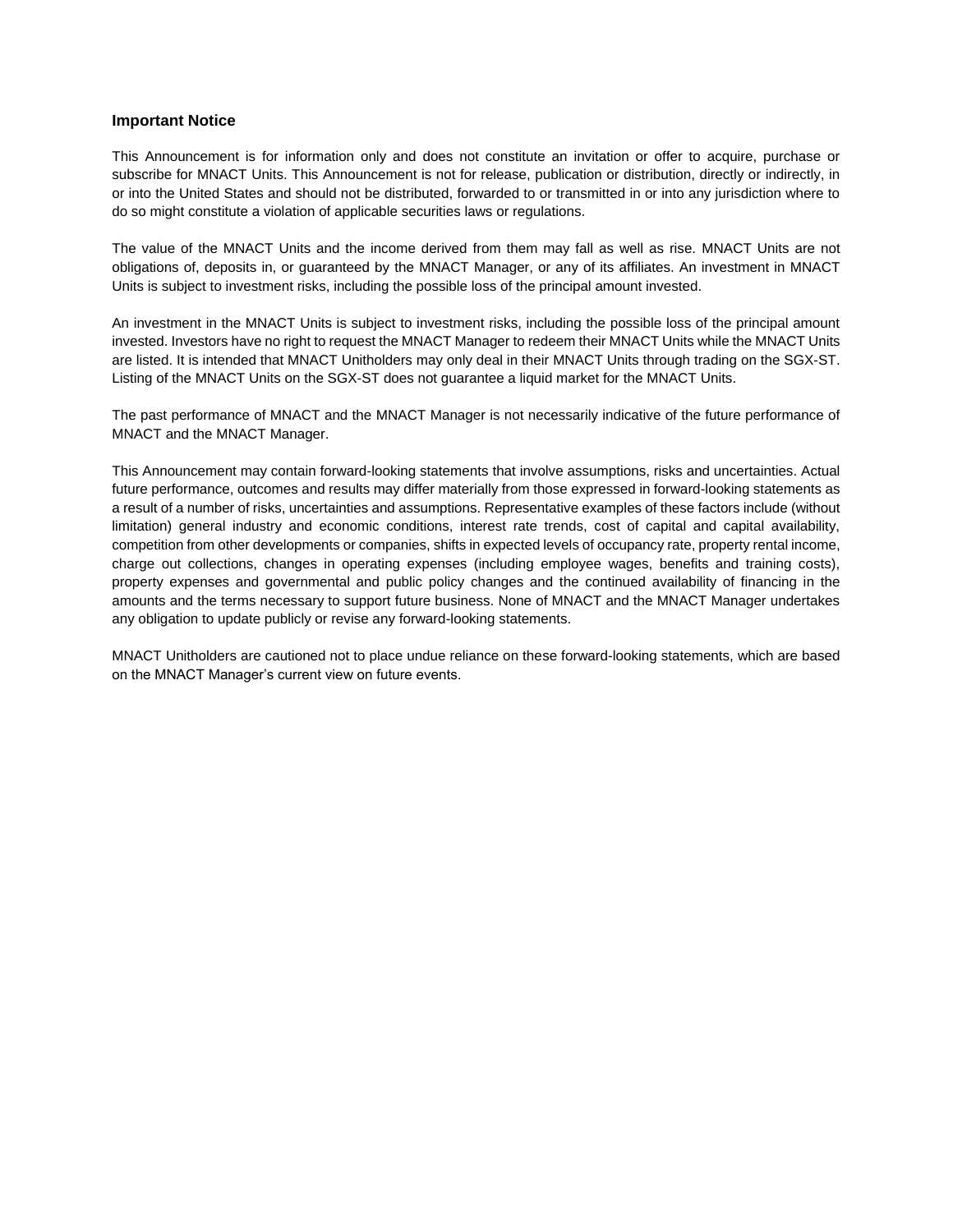### Important Notice

This Announcement is for information only and does not constitute an invitation or offer to acquire, purchase or subscribe for MNACT Units. This Announcement is not for release, publication or distribution, directly or indirectly, in or into the United States and should not be distributed, forwarded to or transmitted in or into any jurisdiction where to do so might constitute a violation of applicable securities laws or regulations.

The value of the MNACT Units and the income derived from them may fall as well as rise. MNACT Units are not obligations of, deposits in, or guaranteed by the MNACT Manager, or any of its affiliates. An investment in MNACT Units is subject to investment risks, including the possible loss of the principal amount invested.

An investment in the MNACT Units is subject to investment risks, including the possible loss of the principal amount invested. Investors have no right to request the MNACT Manager to redeem their MNACT Units while the MNACT Units are listed. It is intended that MNACT Unitholders may only deal in their MNACT Units through trading on the SGX-ST. Listing of the MNACT Units on the SGX-ST does not guarantee a liquid market for the MNACT Units.

The past performance of MNACT and the MNACT Manager is not necessarily indicative of the future performance of MNACT and the MNACT Manager.

This Announcement may contain forward-looking statements that involve assumptions, risks and uncertainties. Actual future performance, outcomes and results may differ materially from those expressed in forward-looking statements as a result of a number of risks, uncertainties and assumptions. Representative examples of these factors include (without limitation) general industry and economic conditions, interest rate trends, cost of capital and capital availability, competition from other developments or companies, shifts in expected levels of occupancy rate, property rental income, charge out collections, changes in operating expenses (including employee wages, benefits and training costs), property expenses and governmental and public policy changes and the continued availability of financing in the amounts and the terms necessary to support future business. None of MNACT and the MNACT Manager undertakes any obligation to update publicly or revise any forward-looking statements.

MNACT Unitholders are cautioned not to place undue reliance on these forward-looking statements, which are based on the MNACT Manager's current view on future events.